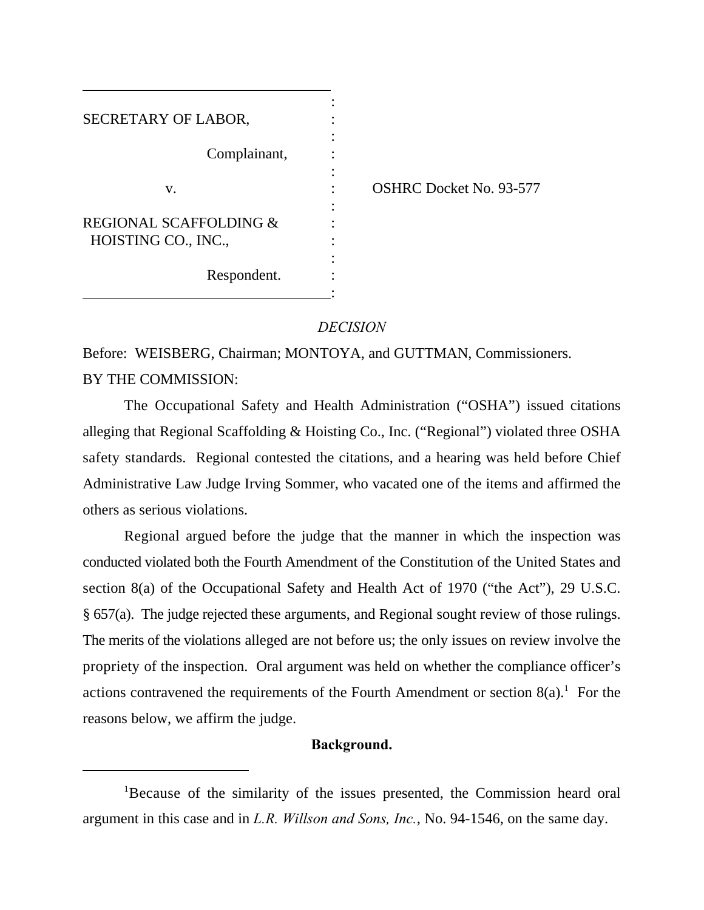SECRETARY OF LABOR,

Complainant,

v.

REGIONAL SCAFFOLDING & HOISTING CO., INC.,

Respondent.

OSHRC Docket No. 93-577

*DECISION*

Before: WEISBERG, Chairman; MONTOYA, and GUTTMAN, Commissioners.

BY THE COMMISSION:

The Occupational Safety and Health Administration ("OSHA") issued citations alleging that Regional Scaffolding & Hoisting Co., Inc. ("Regional") violated three OSHA safety standards. Regional contested the citations, and a hearing was held before Chief Administrative Law Judge Irving Sommer, who vacated one of the items and affirmed the others as serious violations.

Regional argued before the judge that the manner in which the inspection was conducted violated both the Fourth Amendment of the Constitution of the United States and section 8(a) of the Occupational Safety and Health Act of 1970 ("the Act"), 29 U.S.C. § 657(a). The judge rejected these arguments, and Regional sought review of those rulings. The merits of the violations alleged are not before us; the only issues on review involve the propriety of the inspection. Oral argument was held on whether the compliance officer's actions contravened the requirements of the Fourth Amendment or section 8(a).[1] For the reasons below, we affirm the judge.

**Background.**

[1]Because of the similarity of the issues presented, the Commission heard oral argument in this case and in *L.R. Willson and Sons, Inc.*, No. 94-1546, on the same day.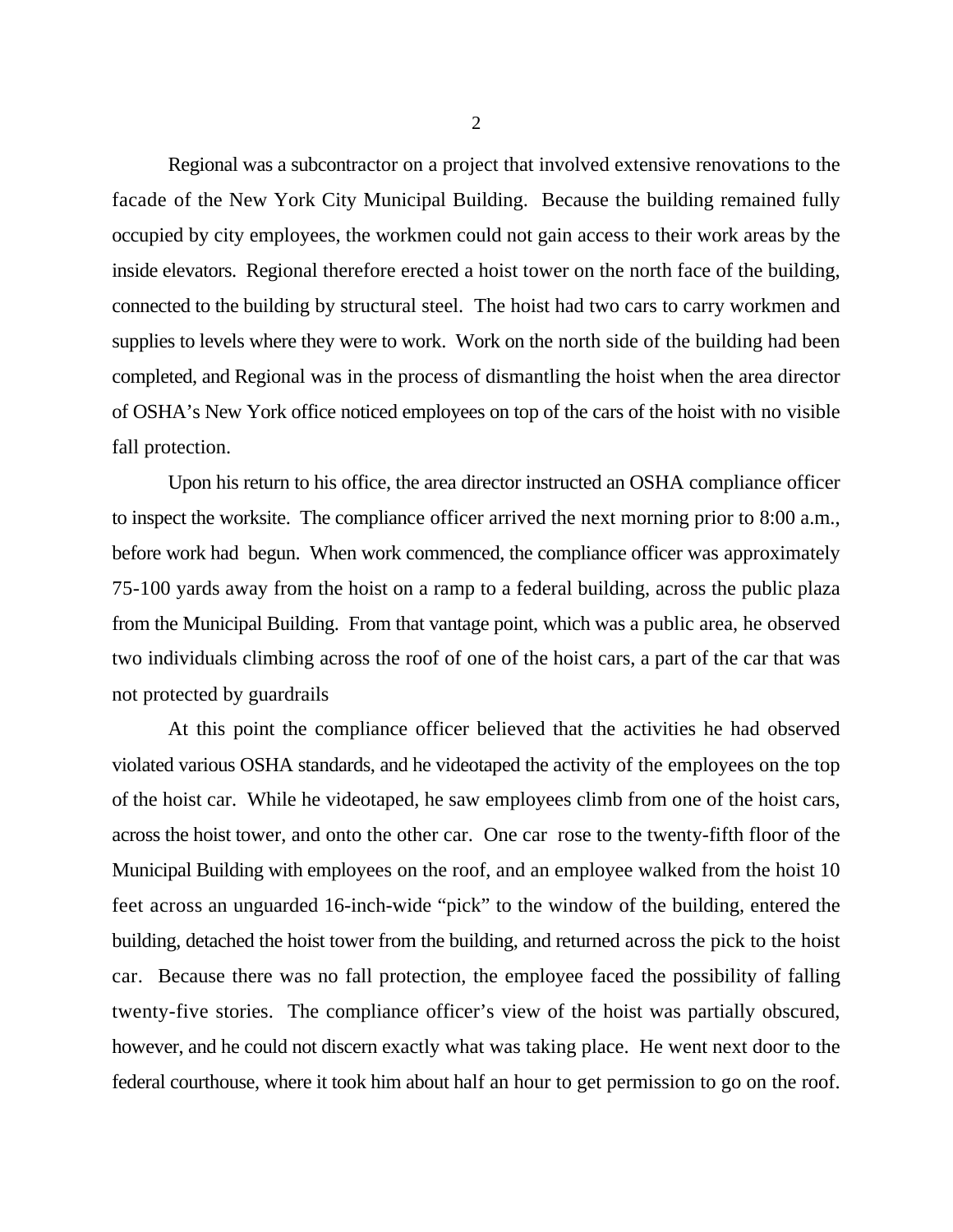Regional was a subcontractor on a project that involved extensive renovations to the facade of the New York City Municipal Building. Because the building remained fully occupied by city employees, the workmen could not gain access to their work areas by the inside elevators. Regional therefore erected a hoist tower on the north face of the building, connected to the building by structural steel. The hoist had two cars to carry workmen and supplies to levels where they were to work. Work on the north side of the building had been completed, and Regional was in the process of dismantling the hoist when the area director of OSHA's New York office noticed employees on top of the cars of the hoist with no visible fall protection.

Upon his return to his office, the area director instructed an OSHA compliance officer to inspect the worksite. The compliance officer arrived the next morning prior to 8:00 a.m., before work had begun. When work commenced, the compliance officer was approximately 75-100 yards away from the hoist on a ramp to a federal building, across the public plaza from the Municipal Building. From that vantage point, which was a public area, he observed two individuals climbing across the roof of one of the hoist cars, a part of the car that was not protected by guardrails

At this point the compliance officer believed that the activities he had observed violated various OSHA standards, and he videotaped the activity of the employees on the top of the hoist car. While he videotaped, he saw employees climb from one of the hoist cars, across the hoist tower, and onto the other car. One car rose to the twenty-fifth floor of the Municipal Building with employees on the roof, and an employee walked from the hoist 10 feet across an unguarded 16-inch-wide "pick" to the window of the building, entered the building, detached the hoist tower from the building, and returned across the pick to the hoist car. Because there was no fall protection, the employee faced the possibility of falling twenty-five stories. The compliance officer's view of the hoist was partially obscured, however, and he could not discern exactly what was taking place. He went next door to the federal courthouse, where it took him about half an hour to get permission to go on the roof.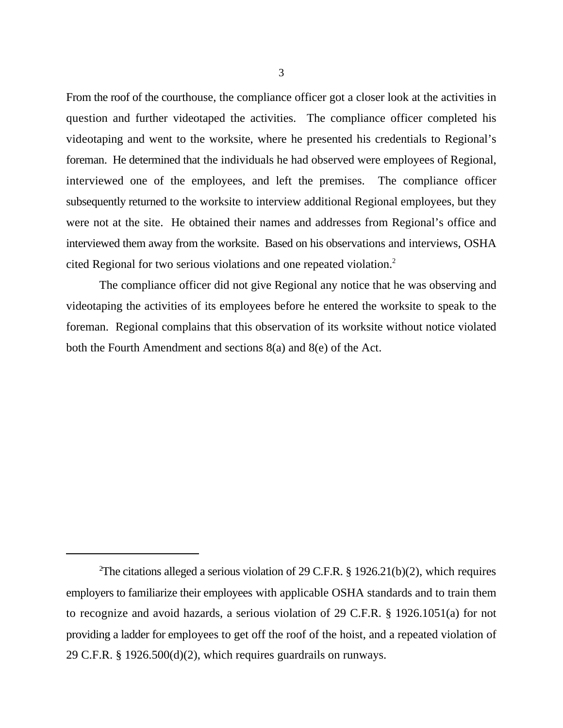From the roof of the courthouse, the compliance officer got a closer look at the activities in question and further videotaped the activities. The compliance officer completed his videotaping and went to the worksite, where he presented his credentials to Regional's foreman. He determined that the individuals he had observed were employees of Regional, interviewed one of the employees, and left the premises. The compliance officer subsequently returned to the worksite to interview additional Regional employees, but they were not at the site. He obtained their names and addresses from Regional's office and interviewed them away from the worksite. Based on his observations and interviews, OSHA cited Regional for two serious violations and one repeated violation.[2]

The compliance officer did not give Regional any notice that he was observing and videotaping the activities of its employees before he entered the worksite to speak to the foreman. Regional complains that this observation of its worksite without notice violated both the Fourth Amendment and sections 8(a) and 8(e) of the Act.

---

[2]The citations alleged a serious violation of 29 C.F.R. § 1926.21(b)(2), which requires employers to familiarize their employees with applicable OSHA standards and to train them to recognize and avoid hazards, a serious violation of 29 C.F.R. § 1926.1051(a) for not providing a ladder for employees to get off the roof of the hoist, and a repeated violation of 29 C.F.R. § 1926.500(d)(2), which requires guardrails on runways.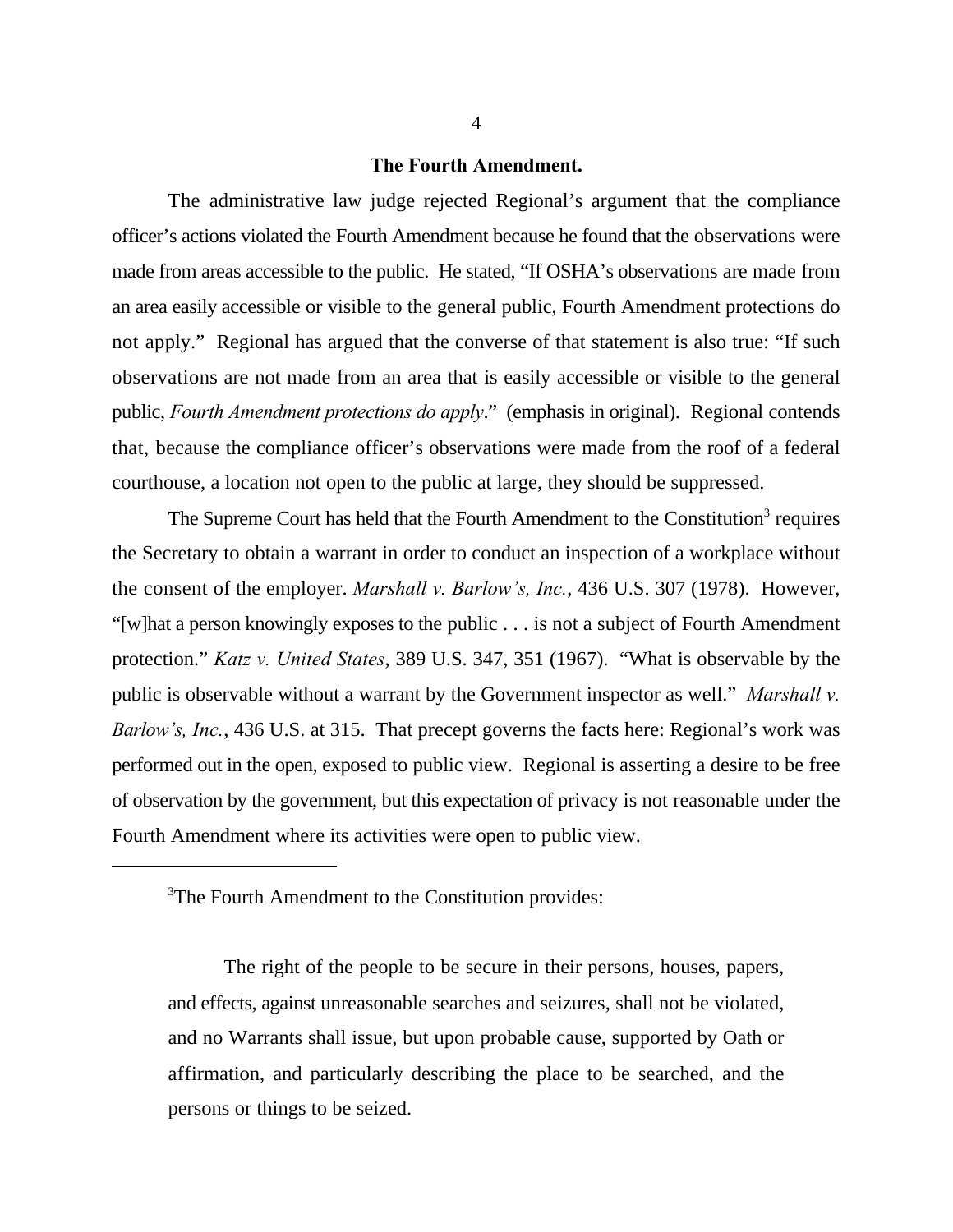**The Fourth Amendment.**

The administrative law judge rejected Regional's argument that the compliance officer's actions violated the Fourth Amendment because he found that the observations were made from areas accessible to the public. He stated, "If OSHA's observations are made from an area easily accessible or visible to the general public, Fourth Amendment protections do not apply." Regional has argued that the converse of that statement is also true: "If such observations are not made from an area that is easily accessible or visible to the general public, *Fourth Amendment protections do apply*." (emphasis in original). Regional contends that, because the compliance officer's observations were made from the roof of a federal courthouse, a location not open to the public at large, they should be suppressed.

The Supreme Court has held that the Fourth Amendment to the Constitution[3] requires the Secretary to obtain a warrant in order to conduct an inspection of a workplace without the consent of the employer. *Marshall v. Barlow's, Inc.*, 436 U.S. 307 (1978). However, "[w]hat a person knowingly exposes to the public . . . is not a subject of Fourth Amendment protection." *Katz v. United States*, 389 U.S. 347, 351 (1967). "What is observable by the public is observable without a warrant by the Government inspector as well." *Marshall v. Barlow's, Inc.*, 436 U.S. at 315. That precept governs the facts here: Regional's work was performed out in the open, exposed to public view. Regional is asserting a desire to be free of observation by the government, but this expectation of privacy is not reasonable under the Fourth Amendment where its activities were open to public view.

---

[3]The Fourth Amendment to the Constitution provides:

> The right of the people to be secure in their persons, houses, papers, and effects, against unreasonable searches and seizures, shall not be violated, and no Warrants shall issue, but upon probable cause, supported by Oath or affirmation, and particularly describing the place to be searched, and the persons or things to be seized.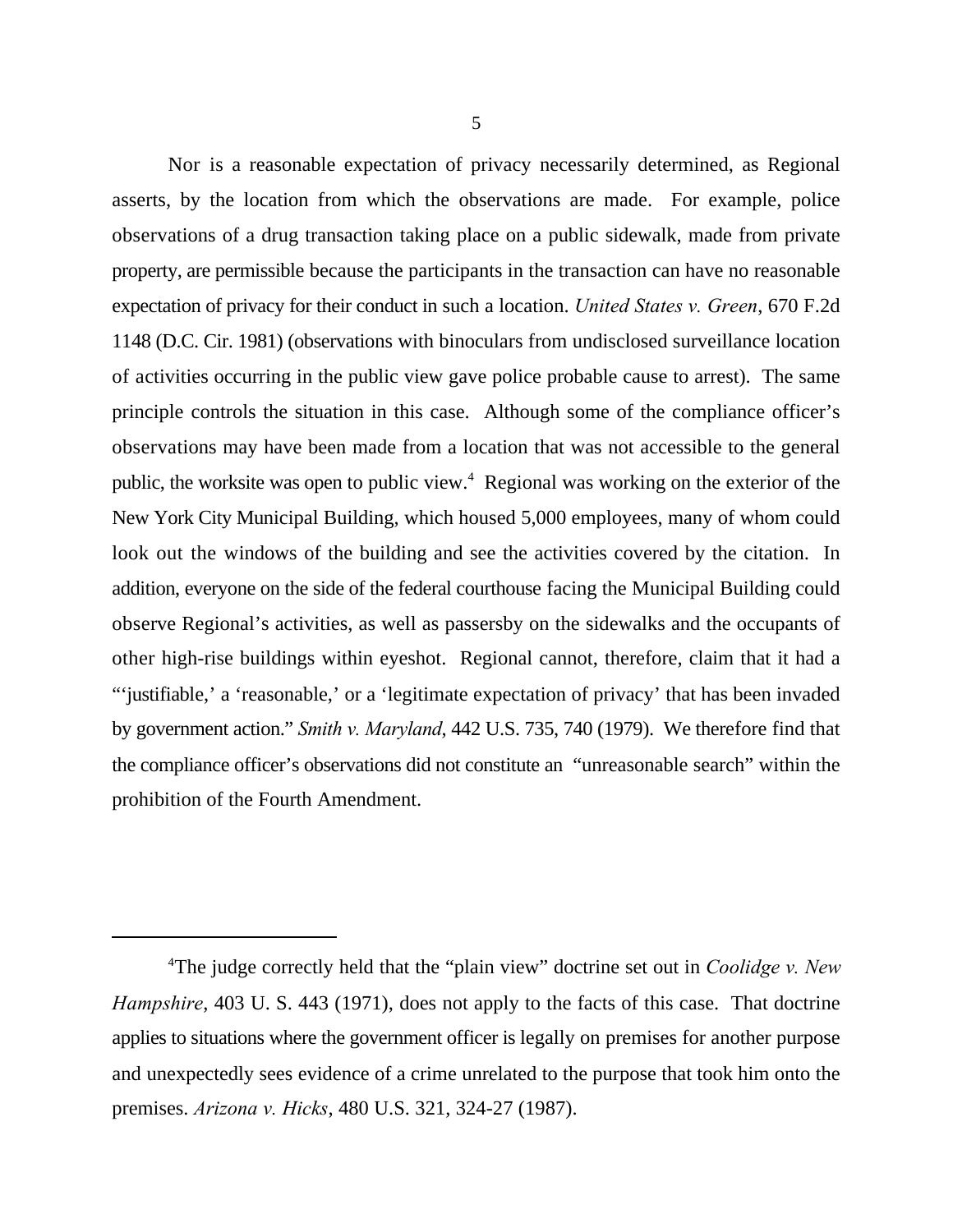Nor is a reasonable expectation of privacy necessarily determined, as Regional asserts, by the location from which the observations are made. For example, police observations of a drug transaction taking place on a public sidewalk, made from private property, are permissible because the participants in the transaction can have no reasonable expectation of privacy for their conduct in such a location. *United States v. Green*, 670 F.2d 1148 (D.C. Cir. 1981) (observations with binoculars from undisclosed surveillance location of activities occurring in the public view gave police probable cause to arrest). The same principle controls the situation in this case. Although some of the compliance officer's observations may have been made from a location that was not accessible to the general public, the worksite was open to public view.[4] Regional was working on the exterior of the New York City Municipal Building, which housed 5,000 employees, many of whom could look out the windows of the building and see the activities covered by the citation. In addition, everyone on the side of the federal courthouse facing the Municipal Building could observe Regional's activities, as well as passersby on the sidewalks and the occupants of other high-rise buildings within eyeshot. Regional cannot, therefore, claim that it had a "'justifiable,' a 'reasonable,' or a 'legitimate expectation of privacy' that has been invaded by government action." *Smith v. Maryland*, 442 U.S. 735, 740 (1979). We therefore find that the compliance officer's observations did not constitute an "unreasonable search" within the prohibition of the Fourth Amendment.

---

[4]The judge correctly held that the "plain view" doctrine set out in *Coolidge v. New Hampshire*, 403 U. S. 443 (1971), does not apply to the facts of this case. That doctrine applies to situations where the government officer is legally on premises for another purpose and unexpectedly sees evidence of a crime unrelated to the purpose that took him onto the premises. *Arizona v. Hicks*, 480 U.S. 321, 324-27 (1987).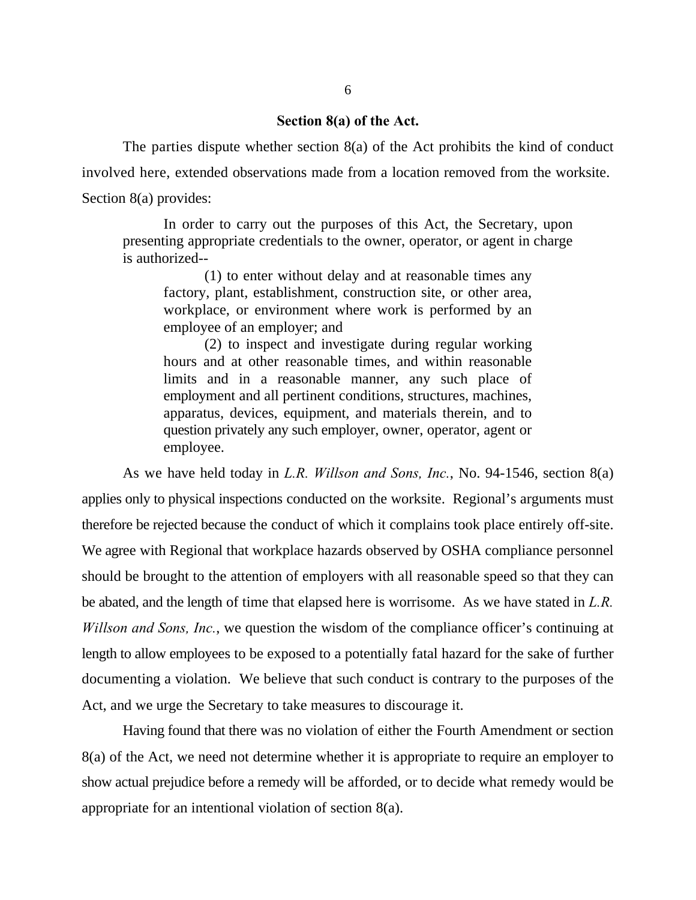### Section 8(a) of the Act.

The parties dispute whether section 8(a) of the Act prohibits the kind of conduct involved here, extended observations made from a location removed from the worksite. Section 8(a) provides:

> In order to carry out the purposes of this Act, the Secretary, upon presenting appropriate credentials to the owner, operator, or agent in charge is authorized--
>
> > (1) to enter without delay and at reasonable times any factory, plant, establishment, construction site, or other area, workplace, or environment where work is performed by an employee of an employer; and
> >
> > (2) to inspect and investigate during regular working hours and at other reasonable times, and within reasonable limits and in a reasonable manner, any such place of employment and all pertinent conditions, structures, machines, apparatus, devices, equipment, and materials therein, and to question privately any such employer, owner, operator, agent or employee.

As we have held today in *L.R. Willson and Sons, Inc.*, No. 94-1546, section 8(a) applies only to physical inspections conducted on the worksite. Regional's arguments must therefore be rejected because the conduct of which it complains took place entirely off-site. We agree with Regional that workplace hazards observed by OSHA compliance personnel should be brought to the attention of employers with all reasonable speed so that they can be abated, and the length of time that elapsed here is worrisome. As we have stated in *L.R. Willson and Sons, Inc.*, we question the wisdom of the compliance officer's continuing at length to allow employees to be exposed to a potentially fatal hazard for the sake of further documenting a violation. We believe that such conduct is contrary to the purposes of the Act, and we urge the Secretary to take measures to discourage it.

Having found that there was no violation of either the Fourth Amendment or section 8(a) of the Act, we need not determine whether it is appropriate to require an employer to show actual prejudice before a remedy will be afforded, or to decide what remedy would be appropriate for an intentional violation of section 8(a).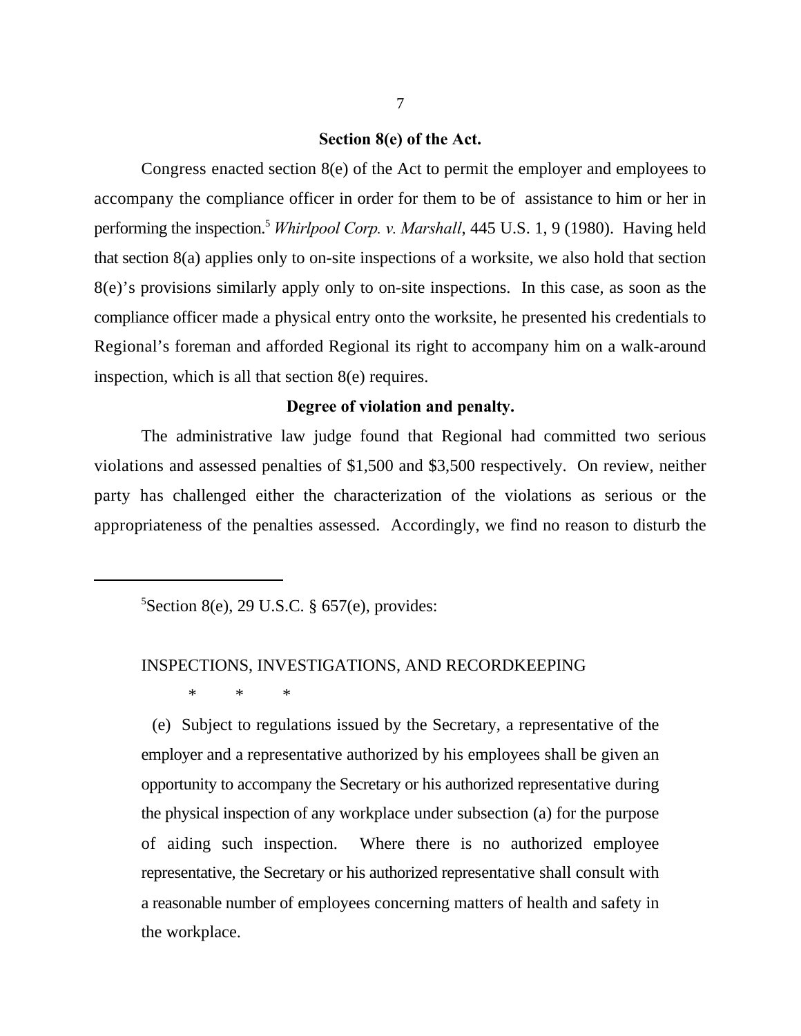**Section 8(e) of the Act.**

Congress enacted section 8(e) of the Act to permit the employer and employees to accompany the compliance officer in order for them to be of assistance to him or her in performing the inspection.[5] *Whirlpool Corp. v. Marshall*, 445 U.S. 1, 9 (1980). Having held that section 8(a) applies only to on-site inspections of a worksite, we also hold that section 8(e)'s provisions similarly apply only to on-site inspections. In this case, as soon as the compliance officer made a physical entry onto the worksite, he presented his credentials to Regional's foreman and afforded Regional its right to accompany him on a walk-around inspection, which is all that section 8(e) requires.

**Degree of violation and penalty.**

The administrative law judge found that Regional had committed two serious violations and assessed penalties of $1,500 and $3,500 respectively. On review, neither party has challenged either the characterization of the violations as serious or the appropriateness of the penalties assessed. Accordingly, we find no reason to disturb the

---

[5]Section 8(e), 29 U.S.C. § 657(e), provides:

INSPECTIONS, INVESTIGATIONS, AND RECORDKEEPING

\* \* \*

(e) Subject to regulations issued by the Secretary, a representative of the employer and a representative authorized by his employees shall be given an opportunity to accompany the Secretary or his authorized representative during the physical inspection of any workplace under subsection (a) for the purpose of aiding such inspection. Where there is no authorized employee representative, the Secretary or his authorized representative shall consult with a reasonable number of employees concerning matters of health and safety in the workplace.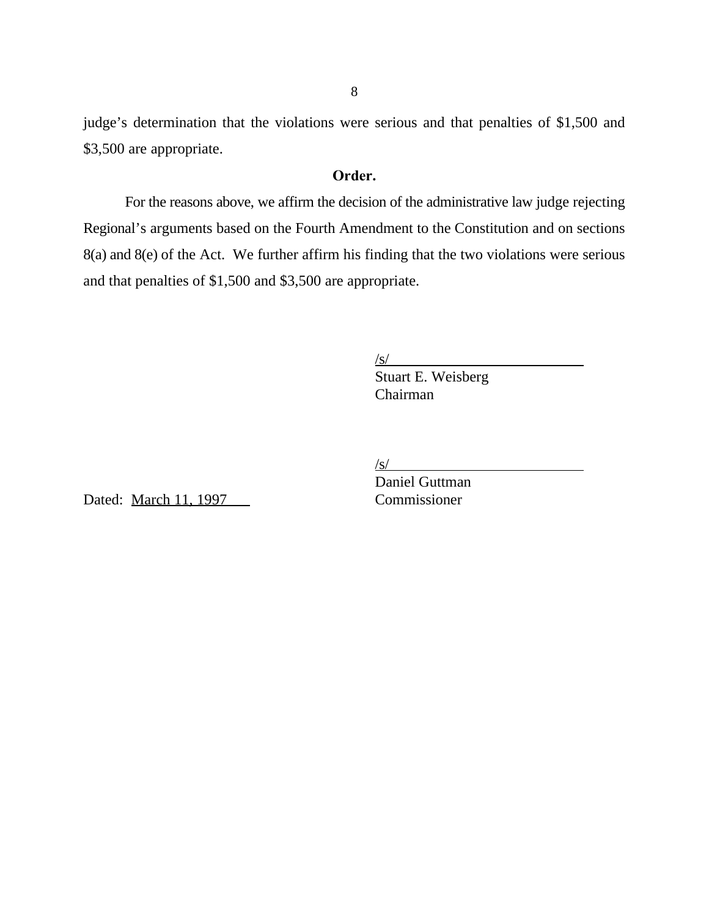judge's determination that the violations were serious and that penalties of $1,500 and $3,500 are appropriate.

**Order.**

For the reasons above, we affirm the decision of the administrative law judge rejecting Regional's arguments based on the Fourth Amendment to the Constitution and on sections 8(a) and 8(e) of the Act. We further affirm his finding that the two violations were serious and that penalties of $1,500 and $3,500 are appropriate.

/s/
Stuart E. Weisberg
Chairman

/s/
Daniel Guttman
Commissioner

Dated: March 11, 1997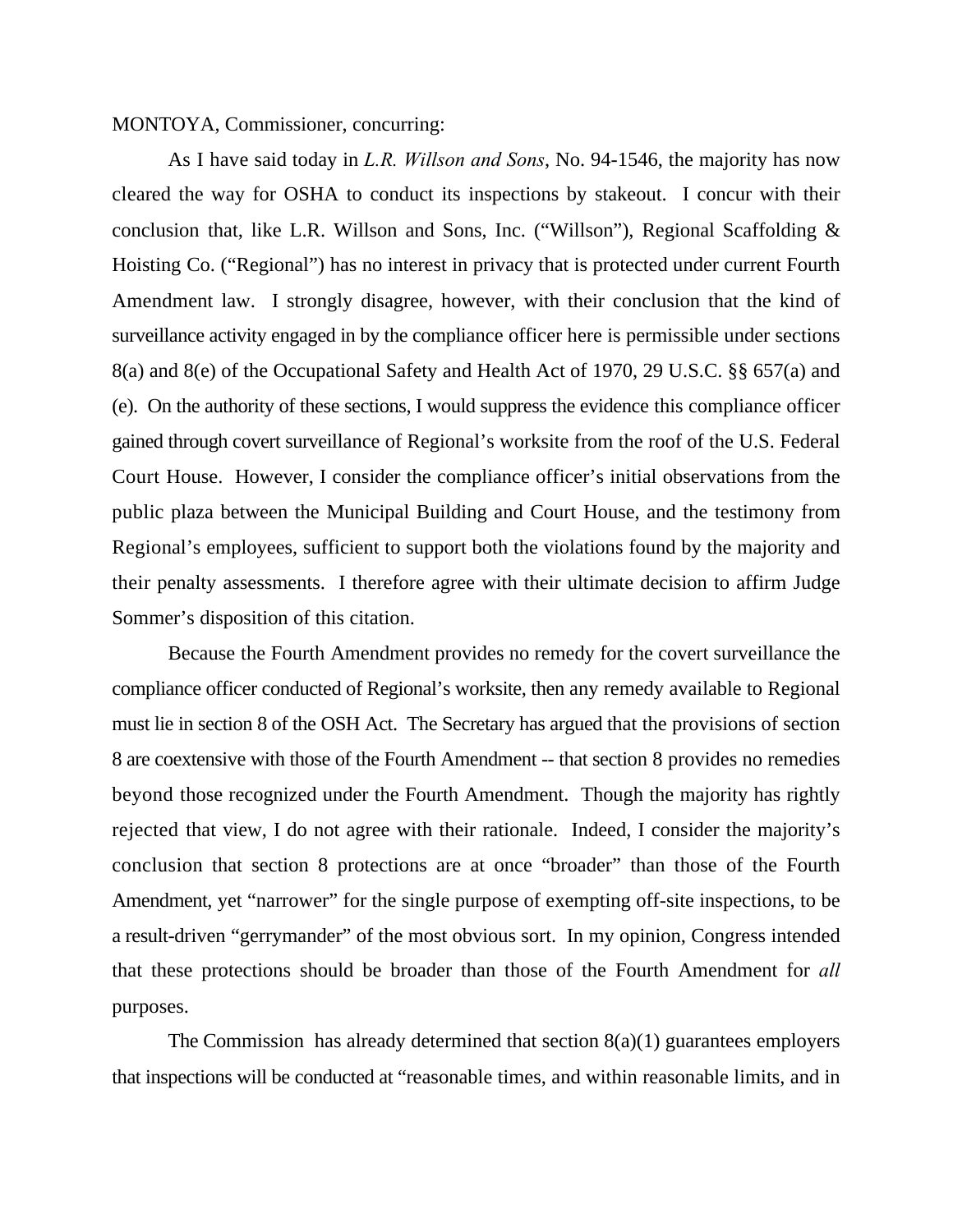MONTOYA, Commissioner, concurring:

As I have said today in *L.R. Willson and Sons*, No. 94-1546, the majority has now cleared the way for OSHA to conduct its inspections by stakeout. I concur with their conclusion that, like L.R. Willson and Sons, Inc. ("Willson"), Regional Scaffolding & Hoisting Co. ("Regional") has no interest in privacy that is protected under current Fourth Amendment law. I strongly disagree, however, with their conclusion that the kind of surveillance activity engaged in by the compliance officer here is permissible under sections 8(a) and 8(e) of the Occupational Safety and Health Act of 1970, 29 U.S.C. §§ 657(a) and (e). On the authority of these sections, I would suppress the evidence this compliance officer gained through covert surveillance of Regional's worksite from the roof of the U.S. Federal Court House. However, I consider the compliance officer's initial observations from the public plaza between the Municipal Building and Court House, and the testimony from Regional's employees, sufficient to support both the violations found by the majority and their penalty assessments. I therefore agree with their ultimate decision to affirm Judge Sommer's disposition of this citation.

Because the Fourth Amendment provides no remedy for the covert surveillance the compliance officer conducted of Regional's worksite, then any remedy available to Regional must lie in section 8 of the OSH Act. The Secretary has argued that the provisions of section 8 are coextensive with those of the Fourth Amendment -- that section 8 provides no remedies beyond those recognized under the Fourth Amendment. Though the majority has rightly rejected that view, I do not agree with their rationale. Indeed, I consider the majority's conclusion that section 8 protections are at once "broader" than those of the Fourth Amendment, yet "narrower" for the single purpose of exempting off-site inspections, to be a result-driven "gerrymander" of the most obvious sort. In my opinion, Congress intended that these protections should be broader than those of the Fourth Amendment for *all* purposes.

The Commission has already determined that section 8(a)(1) guarantees employers that inspections will be conducted at "reasonable times, and within reasonable limits, and in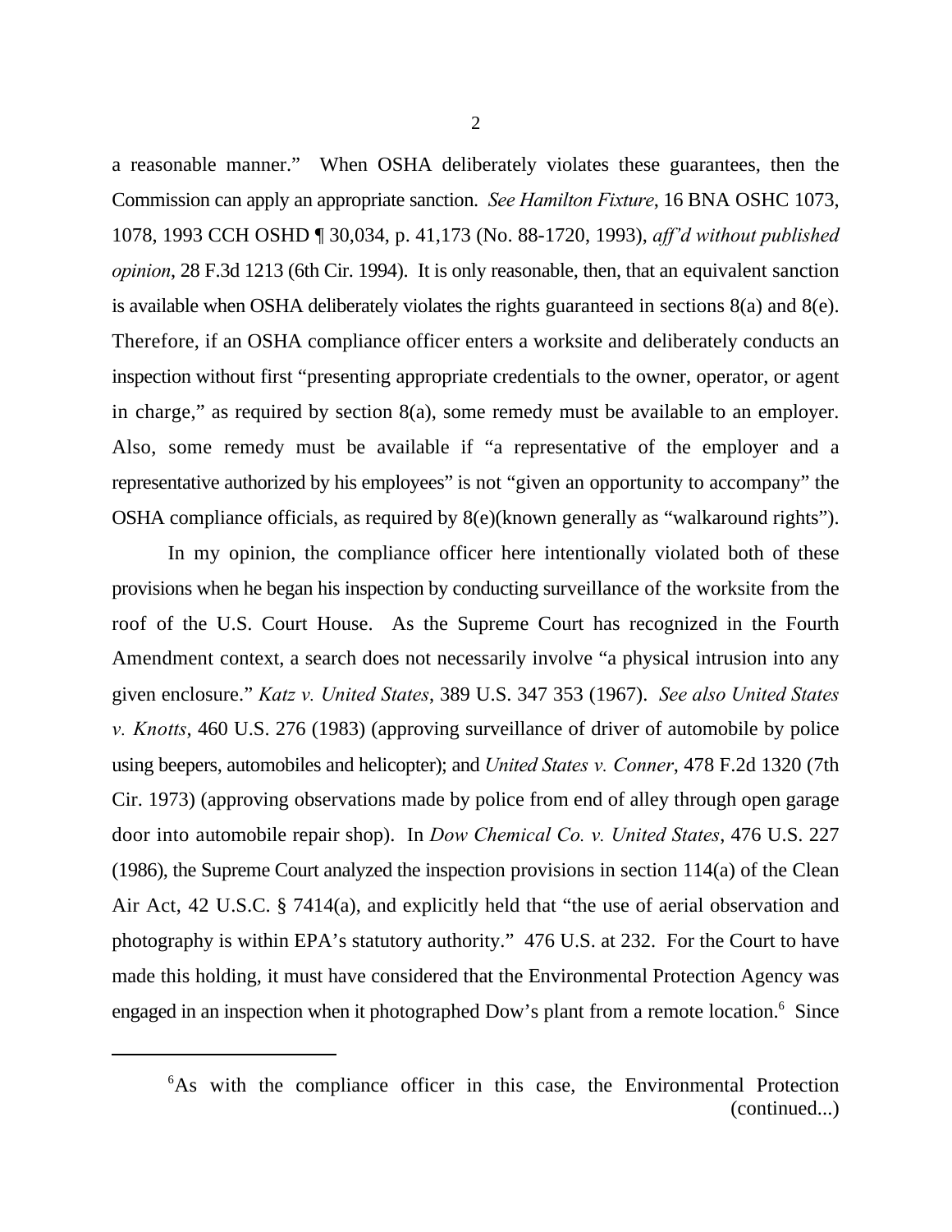a reasonable manner." When OSHA deliberately violates these guarantees, then the Commission can apply an appropriate sanction. *See Hamilton Fixture*, 16 BNA OSHC 1073, 1078, 1993 CCH OSHD ¶ 30,034, p. 41,173 (No. 88-1720, 1993), *aff'd without published opinion*, 28 F.3d 1213 (6th Cir. 1994). It is only reasonable, then, that an equivalent sanction is available when OSHA deliberately violates the rights guaranteed in sections 8(a) and 8(e). Therefore, if an OSHA compliance officer enters a worksite and deliberately conducts an inspection without first "presenting appropriate credentials to the owner, operator, or agent in charge," as required by section 8(a), some remedy must be available to an employer. Also, some remedy must be available if "a representative of the employer and a representative authorized by his employees" is not "given an opportunity to accompany" the OSHA compliance officials, as required by 8(e)(known generally as "walkaround rights").

In my opinion, the compliance officer here intentionally violated both of these provisions when he began his inspection by conducting surveillance of the worksite from the roof of the U.S. Court House. As the Supreme Court has recognized in the Fourth Amendment context, a search does not necessarily involve "a physical intrusion into any given enclosure." *Katz v. United States*, 389 U.S. 347 353 (1967). *See also United States v. Knotts*, 460 U.S. 276 (1983) (approving surveillance of driver of automobile by police using beepers, automobiles and helicopter); and *United States v. Conner*, 478 F.2d 1320 (7th Cir. 1973) (approving observations made by police from end of alley through open garage door into automobile repair shop). In *Dow Chemical Co. v. United States*, 476 U.S. 227 (1986), the Supreme Court analyzed the inspection provisions in section 114(a) of the Clean Air Act, 42 U.S.C. § 7414(a), and explicitly held that "the use of aerial observation and photography is within EPA's statutory authority." 476 U.S. at 232. For the Court to have made this holding, it must have considered that the Environmental Protection Agency was engaged in an inspection when it photographed Dow's plant from a remote location.[6] Since

[6] As with the compliance officer in this case, the Environmental Protection (continued...)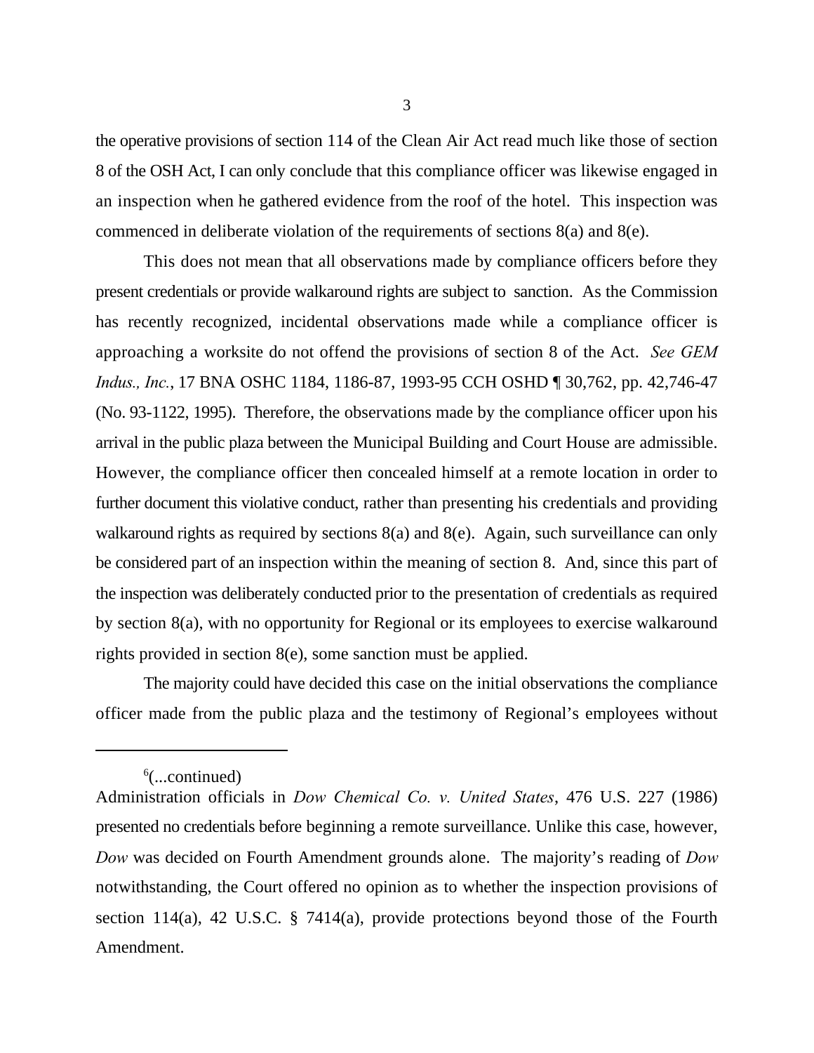the operative provisions of section 114 of the Clean Air Act read much like those of section 8 of the OSH Act, I can only conclude that this compliance officer was likewise engaged in an inspection when he gathered evidence from the roof of the hotel. This inspection was commenced in deliberate violation of the requirements of sections 8(a) and 8(e).

This does not mean that all observations made by compliance officers before they present credentials or provide walkaround rights are subject to sanction. As the Commission has recently recognized, incidental observations made while a compliance officer is approaching a worksite do not offend the provisions of section 8 of the Act. *See GEM Indus., Inc.*, 17 BNA OSHC 1184, 1186-87, 1993-95 CCH OSHD ¶ 30,762, pp. 42,746-47 (No. 93-1122, 1995). Therefore, the observations made by the compliance officer upon his arrival in the public plaza between the Municipal Building and Court House are admissible. However, the compliance officer then concealed himself at a remote location in order to further document this violative conduct, rather than presenting his credentials and providing walkaround rights as required by sections 8(a) and 8(e). Again, such surveillance can only be considered part of an inspection within the meaning of section 8. And, since this part of the inspection was deliberately conducted prior to the presentation of credentials as required by section 8(a), with no opportunity for Regional or its employees to exercise walkaround rights provided in section 8(e), some sanction must be applied.

The majority could have decided this case on the initial observations the compliance officer made from the public plaza and the testimony of Regional's employees without

---

[6](...continued)
Administration officials in *Dow Chemical Co. v. United States*, 476 U.S. 227 (1986) presented no credentials before beginning a remote surveillance. Unlike this case, however, *Dow* was decided on Fourth Amendment grounds alone. The majority's reading of *Dow* notwithstanding, the Court offered no opinion as to whether the inspection provisions of section 114(a), 42 U.S.C. § 7414(a), provide protections beyond those of the Fourth Amendment.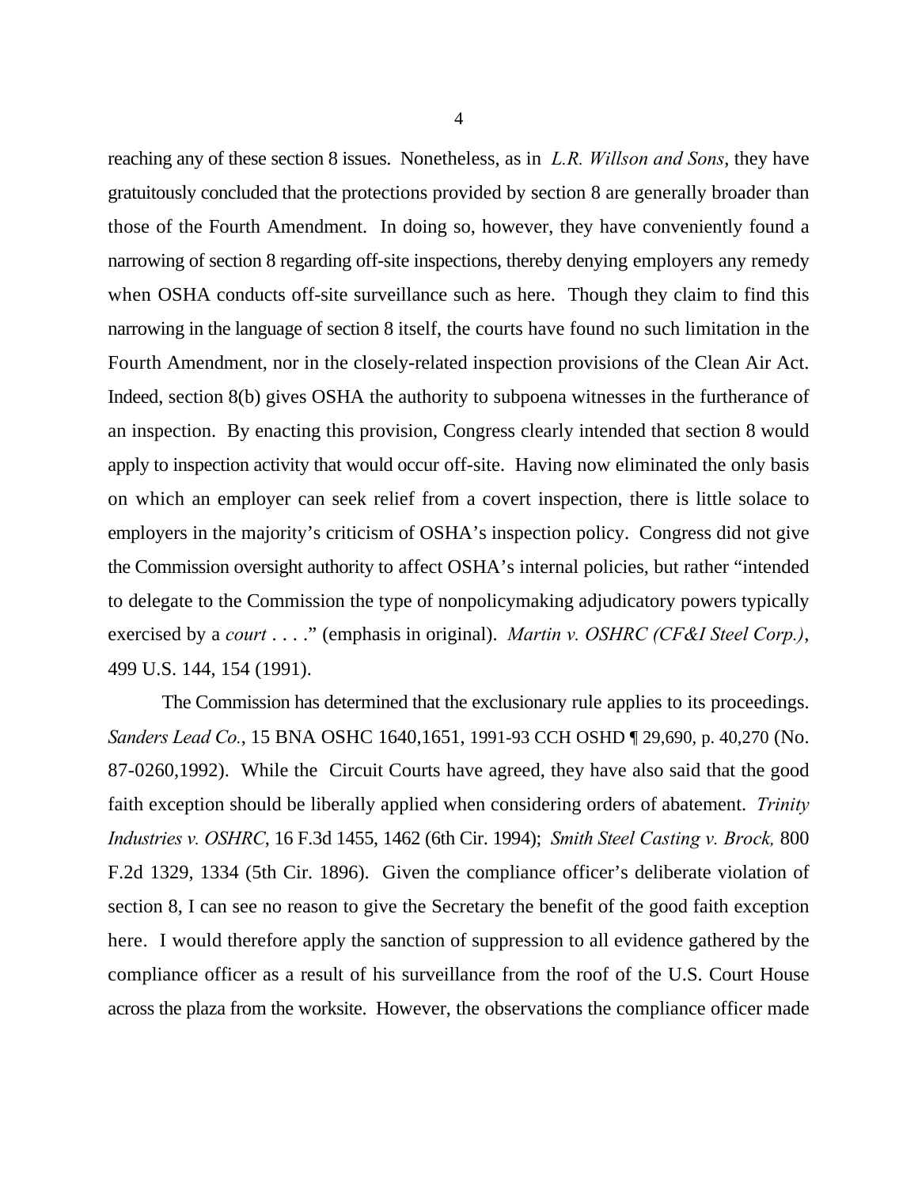reaching any of these section 8 issues. Nonetheless, as in *L.R. Willson and Sons*, they have gratuitously concluded that the protections provided by section 8 are generally broader than those of the Fourth Amendment. In doing so, however, they have conveniently found a narrowing of section 8 regarding off-site inspections, thereby denying employers any remedy when OSHA conducts off-site surveillance such as here. Though they claim to find this narrowing in the language of section 8 itself, the courts have found no such limitation in the Fourth Amendment, nor in the closely-related inspection provisions of the Clean Air Act. Indeed, section 8(b) gives OSHA the authority to subpoena witnesses in the furtherance of an inspection. By enacting this provision, Congress clearly intended that section 8 would apply to inspection activity that would occur off-site. Having now eliminated the only basis on which an employer can seek relief from a covert inspection, there is little solace to employers in the majority's criticism of OSHA's inspection policy. Congress did not give the Commission oversight authority to affect OSHA's internal policies, but rather "intended to delegate to the Commission the type of nonpolicymaking adjudicatory powers typically exercised by a *court* . . . ." (emphasis in original). *Martin v. OSHRC (CF&I Steel Corp.)*, 499 U.S. 144, 154 (1991).

The Commission has determined that the exclusionary rule applies to its proceedings. *Sanders Lead Co.*, 15 BNA OSHC 1640,1651, 1991-93 CCH OSHD ¶ 29,690, p. 40,270 (No. 87-0260,1992). While the Circuit Courts have agreed, they have also said that the good faith exception should be liberally applied when considering orders of abatement. *Trinity Industries v. OSHRC*, 16 F.3d 1455, 1462 (6th Cir. 1994); *Smith Steel Casting v. Brock,* 800 F.2d 1329, 1334 (5th Cir. 1896). Given the compliance officer's deliberate violation of section 8, I can see no reason to give the Secretary the benefit of the good faith exception here. I would therefore apply the sanction of suppression to all evidence gathered by the compliance officer as a result of his surveillance from the roof of the U.S. Court House across the plaza from the worksite. However, the observations the compliance officer made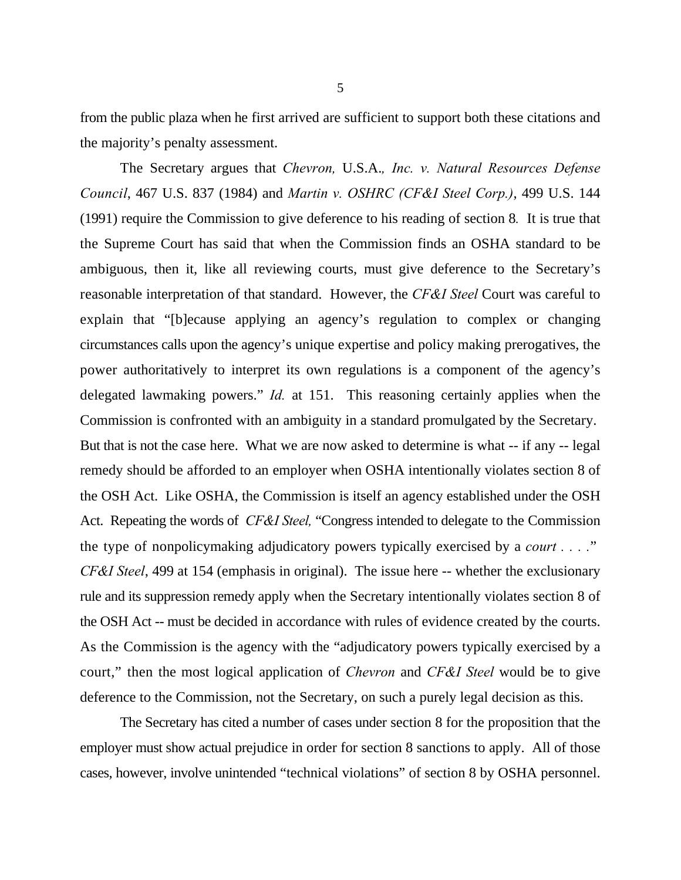from the public plaza when he first arrived are sufficient to support both these citations and the majority's penalty assessment.

The Secretary argues that *Chevron,* U.S.A*., Inc. v. Natural Resources Defense Council*, 467 U.S. 837 (1984) and *Martin v. OSHRC (CF&I Steel Corp.)*, 499 U.S. 144 (1991) require the Commission to give deference to his reading of section 8*.* It is true that the Supreme Court has said that when the Commission finds an OSHA standard to be ambiguous, then it, like all reviewing courts, must give deference to the Secretary's reasonable interpretation of that standard. However, the *CF&I Steel* Court was careful to explain that "[b]ecause applying an agency's regulation to complex or changing circumstances calls upon the agency's unique expertise and policy making prerogatives, the power authoritatively to interpret its own regulations is a component of the agency's delegated lawmaking powers." *Id.* at 151. This reasoning certainly applies when the Commission is confronted with an ambiguity in a standard promulgated by the Secretary. But that is not the case here. What we are now asked to determine is what -- if any -- legal remedy should be afforded to an employer when OSHA intentionally violates section 8 of the OSH Act. Like OSHA, the Commission is itself an agency established under the OSH Act. Repeating the words of *CF&I Steel,* "Congress intended to delegate to the Commission the type of nonpolicymaking adjudicatory powers typically exercised by a *court* . . . ." *CF&I Steel*, 499 at 154 (emphasis in original). The issue here -- whether the exclusionary rule and its suppression remedy apply when the Secretary intentionally violates section 8 of the OSH Act -- must be decided in accordance with rules of evidence created by the courts. As the Commission is the agency with the "adjudicatory powers typically exercised by a court," then the most logical application of *Chevron* and *CF&I Steel* would be to give deference to the Commission, not the Secretary, on such a purely legal decision as this.

The Secretary has cited a number of cases under section 8 for the proposition that the employer must show actual prejudice in order for section 8 sanctions to apply. All of those cases, however, involve unintended "technical violations" of section 8 by OSHA personnel.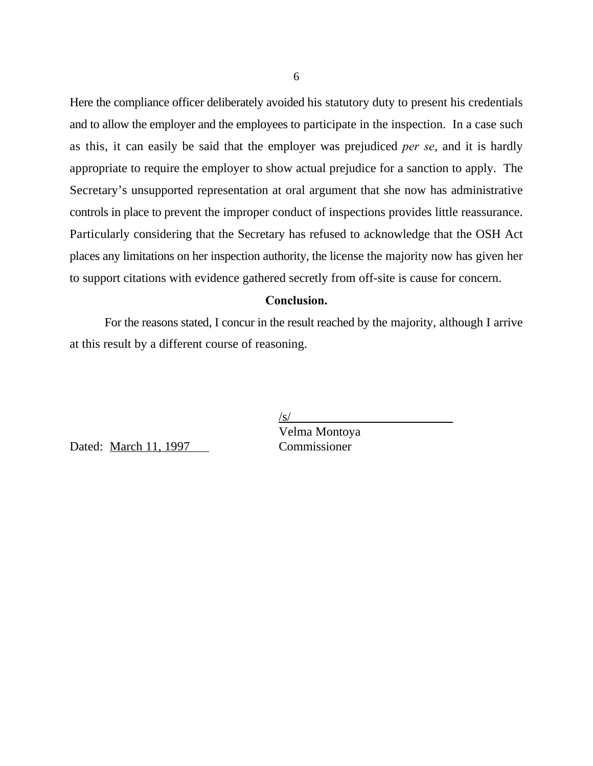Here the compliance officer deliberately avoided his statutory duty to present his credentials and to allow the employer and the employees to participate in the inspection. In a case such as this, it can easily be said that the employer was prejudiced *per se*, and it is hardly appropriate to require the employer to show actual prejudice for a sanction to apply. The Secretary's unsupported representation at oral argument that she now has administrative controls in place to prevent the improper conduct of inspections provides little reassurance. Particularly considering that the Secretary has refused to acknowledge that the OSH Act places any limitations on her inspection authority, the license the majority now has given her to support citations with evidence gathered secretly from off-site is cause for concern.

**Conclusion.**

For the reasons stated, I concur in the result reached by the majority, although I arrive at this result by a different course of reasoning.

/s/
Velma Montoya
Commissioner

Dated: March 11, 1997